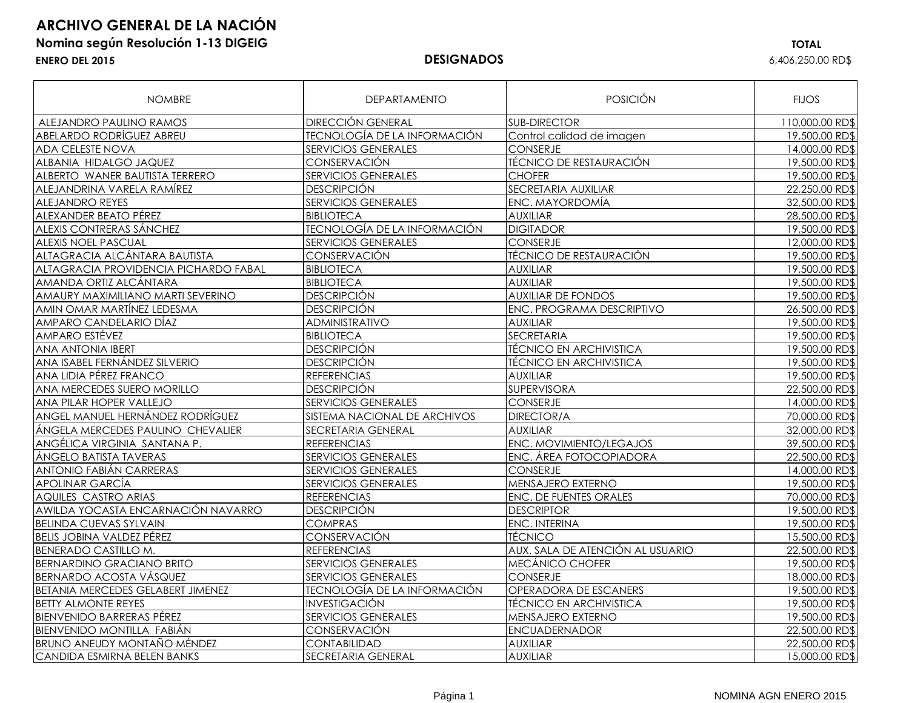# ARCHIVO GENERAL DE LA NACIÓN

**Nomina según Resolución 1-13 DIGEIG**

**ENERO DEL 2015**

**DESIGNADOS**

**TOTAL**
6,406,250.00 RD$

| NOMBRE | DEPARTAMENTO | POSICIÓN | FIJOS |
|---|---|---|---|
| ALEJANDRO PAULINO RAMOS | DIRECCIÓN GENERAL | SUB-DIRECTOR | 110,000.00 RD$ |
| ABELARDO RODRÍGUEZ ABREU | TECNOLOGÍA DE LA INFORMACIÓN | Control calidad de imagen | 19,500.00 RD$ |
| ADA CELESTE NOVA | SERVICIOS GENERALES | CONSERJE | 14,000.00 RD$ |
| ALBANIA HIDALGO JAQUEZ | CONSERVACIÓN | TÉCNICO DE RESTAURACIÓN | 19,500.00 RD$ |
| ALBERTO WANER BAUTISTA TERRERO | SERVICIOS GENERALES | CHOFER | 19,500.00 RD$ |
| ALEJANDRINA VARELA RAMÍREZ | DESCRIPCIÓN | SECRETARIA AUXILIAR | 22,250.00 RD$ |
| ALEJANDRO REYES | SERVICIOS GENERALES | ENC. MAYORDOMÍA | 32,500.00 RD$ |
| ALEXANDER BEATO PÉREZ | BIBLIOTECA | AUXILIAR | 28,500.00 RD$ |
| ALEXIS CONTRERAS SÁNCHEZ | TECNOLOGÍA DE LA INFORMACIÓN | DIGITADOR | 19,500.00 RD$ |
| ALEXIS NOEL PASCUAL | SERVICIOS GENERALES | CONSERJE | 12,000.00 RD$ |
| ALTAGRACIA ALCÁNTARA BAUTISTA | CONSERVACIÓN | TÉCNICO DE RESTAURACIÓN | 19,500.00 RD$ |
| ALTAGRACIA PROVIDENCIA PICHARDO FABAL | BIBLIOTECA | AUXILIAR | 19,500.00 RD$ |
| AMANDA ORTIZ ALCÁNTARA | BIBLIOTECA | AUXILIAR | 19,500.00 RD$ |
| AMAURY MAXIMILIANO MARTI SEVERINO | DESCRIPCIÓN | AUXILIAR DE FONDOS | 19,500.00 RD$ |
| AMIN OMAR MARTÍNEZ LEDESMA | DESCRIPCIÓN | ENC. PROGRAMA DESCRIPTIVO | 26,500.00 RD$ |
| AMPARO CANDELARIO DÍAZ | ADMINISTRATIVO | AUXILIAR | 19,500.00 RD$ |
| AMPARO ESTÉVEZ | BIBLIOTECA | SECRETARIA | 19,500.00 RD$ |
| ANA ANTONIA IBERT | DESCRIPCIÓN | TÉCNICO EN ARCHIVISTICA | 19,500.00 RD$ |
| ANA ISABEL FERNÁNDEZ SILVERIO | DESCRIPCIÓN | TÉCNICO EN ARCHIVISTICA | 19,500.00 RD$ |
| ANA LIDIA PÉREZ FRANCO | REFERENCIAS | AUXILIAR | 19,500.00 RD$ |
| ANA MERCEDES SUERO MORILLO | DESCRIPCIÓN | SUPERVISORA | 22,500.00 RD$ |
| ANA PILAR HOPER VALLEJO | SERVICIOS GENERALES | CONSERJE | 14,000.00 RD$ |
| ANGEL MANUEL HERNÁNDEZ RODRÍGUEZ | SISTEMA NACIONAL DE ARCHIVOS | DIRECTOR/A | 70,000.00 RD$ |
| ÁNGELA MERCEDES PAULINO CHEVALIER | SECRETARIA GENERAL | AUXILIAR | 32,000.00 RD$ |
| ANGÉLICA VIRGINIA SANTANA P. | REFERENCIAS | ENC. MOVIMIENTO/LEGAJOS | 39,500.00 RD$ |
| ÁNGELO BATISTA TAVERAS | SERVICIOS GENERALES | ENC. ÁREA FOTOCOPIADORA | 22,500.00 RD$ |
| ANTONIO FABIÁN CARRERAS | SERVICIOS GENERALES | CONSERJE | 14,000.00 RD$ |
| APOLINAR GARCÍA | SERVICIOS GENERALES | MENSAJERO EXTERNO | 19,500.00 RD$ |
| AQUILES CASTRO ARIAS | REFERENCIAS | ENC. DE FUENTES ORALES | 70,000.00 RD$ |
| AWILDA YOCASTA ENCARNACIÓN NAVARRO | DESCRIPCIÓN | DESCRIPTOR | 19,500.00 RD$ |
| BELINDA CUEVAS SYLVAIN | COMPRAS | ENC. INTERINA | 19,500.00 RD$ |
| BELIS JOBINA VALDEZ PÉREZ | CONSERVACIÓN | TÉCNICO | 15,500.00 RD$ |
| BENERADO CASTILLO M. | REFERENCIAS | AUX. SALA DE ATENCIÓN AL USUARIO | 22,500.00 RD$ |
| BERNARDINO GRACIANO BRITO | SERVICIOS GENERALES | MECÁNICO CHOFER | 19,500.00 RD$ |
| BERNARDO ACOSTA VÁSQUEZ | SERVICIOS GENERALES | CONSERJE | 18,000.00 RD$ |
| BETANIA MERCEDES GELABERT JIMENEZ | TECNOLOGÍA DE LA INFORMACIÓN | OPERADORA DE ESCANERS | 19,500.00 RD$ |
| BETTY ALMONTE REYES | INVESTIGACIÓN | TÉCNICO EN ARCHIVISTICA | 19,500.00 RD$ |
| BIENVENIDO BARRERAS PÉREZ | SERVICIOS GENERALES | MENSAJERO EXTERNO | 19,500.00 RD$ |
| BIENVENIDO MONTILLA FABIÁN | CONSERVACIÓN | ENCUADERNADOR | 22,500.00 RD$ |
| BRUNO ANEUDY MONTAÑO MÉNDEZ | CONTABILIDAD | AUXILIAR | 22,500.00 RD$ |
| CANDIDA ESMIRNA BELEN BANKS | SECRETARIA GENERAL | AUXILIAR | 15,000.00 RD$ |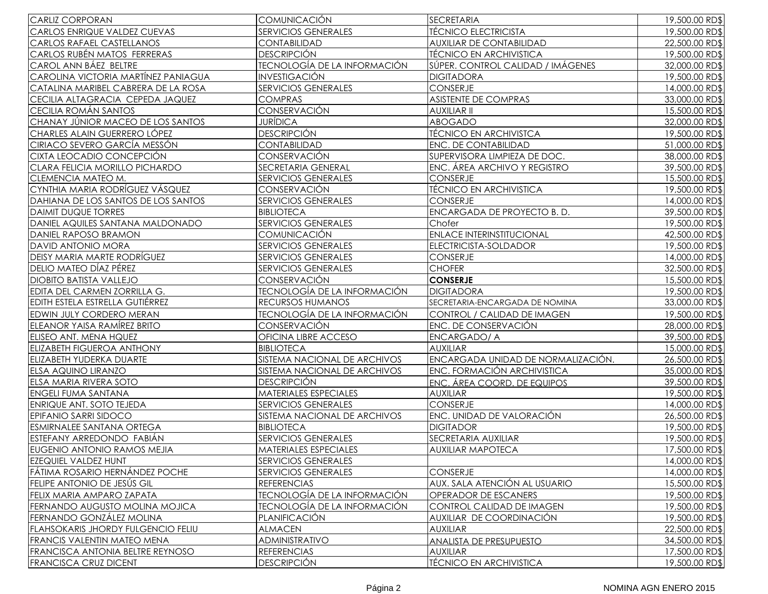| | | | |
|---|---|---|---|
| CARLIZ CORPORAN | COMUNICACIÓN | SECRETARIA | 19,500.00 RD$ |
| CARLOS ENRIQUE VALDEZ CUEVAS | SERVICIOS GENERALES | TÉCNICO ELECTRICISTA | 19,500.00 RD$ |
| CARLOS RAFAEL CASTELLANOS | CONTABILIDAD | AUXILIAR DE CONTABILIDAD | 22,500.00 RD$ |
| CARLOS RUBÉN MATOS FERRERAS | DESCRIPCIÓN | TÉCNICO EN ARCHIVISTICA | 19,500.00 RD$ |
| CAROL ANN BÁEZ BELTRE | TECNOLOGÍA DE LA INFORMACIÓN | SÚPER. CONTROL CALIDAD / IMÁGENES | 32,000.00 RD$ |
| CAROLINA VICTORIA MARTÍNEZ PANIAGUA | INVESTIGACIÓN | DIGITADORA | 19,500.00 RD$ |
| CATALINA MARIBEL CABRERA DE LA ROSA | SERVICIOS GENERALES | CONSERJE | 14,000.00 RD$ |
| CECILIA ALTAGRACIA CEPEDA JAQUEZ | COMPRAS | ASISTENTE DE COMPRAS | 33,000.00 RD$ |
| CECILIA ROMÁN SANTOS | CONSERVACIÓN | AUXILIAR II | 15,500.00 RD$ |
| CHANAY JÚNIOR MACEO DE LOS SANTOS | JURÍDICA | ABOGADO | 32,000.00 RD$ |
| CHARLES ALAIN GUERRERO LÓPEZ | DESCRIPCIÓN | TÉCNICO EN ARCHIVISTCA | 19,500.00 RD$ |
| CIRIACO SEVERO GARCÍA MESSÓN | CONTABILIDAD | ENC. DE CONTABILIDAD | 51,000.00 RD$ |
| CIXTA LEOCADIO CONCEPCIÓN | CONSERVACIÓN | SUPERVISORA LIMPIEZA DE DOC. | 38,000.00 RD$ |
| CLARA FELICIA MORILLO PICHARDO | SECRETARIA GENERAL | ENC. ÁREA ARCHIVO Y REGISTRO | 39,500.00 RD$ |
| CLEMENCIA MATEO M. | SERVICIOS GENERALES | CONSERJE | 15,500.00 RD$ |
| CYNTHIA MARIA RODRÍGUEZ VÁSQUEZ | CONSERVACIÓN | TÉCNICO EN ARCHIVISTICA | 19,500.00 RD$ |
| DAHIANA DE LOS SANTOS DE LOS SANTOS | SERVICIOS GENERALES | CONSERJE | 14,000.00 RD$ |
| DAIMIT DUQUE TORRES | BIBLIOTECA | ENCARGADA DE PROYECTO B. D. | 39,500.00 RD$ |
| DANIEL AQUILES SANTANA MALDONADO | SERVICIOS GENERALES | Chofer | 19,500.00 RD$ |
| DANIEL RAPOSO BRAMON | COMUNICACIÓN | ENLACE INTERINSTITUCIONAL | 42,500.00 RD$ |
| DAVID ANTONIO MORA | SERVICIOS GENERALES | ELECTRICISTA-SOLDADOR | 19,500.00 RD$ |
| DEISY MARIA MARTE RODRÍGUEZ | SERVICIOS GENERALES | CONSERJE | 14,000.00 RD$ |
| DELIO MATEO DÍAZ PÉREZ | SERVICIOS GENERALES | CHOFER | 32,500.00 RD$ |
| DIOBITO BATISTA VALLEJO | CONSERVACIÓN | **CONSERJE** | 15,500.00 RD$ |
| EDITA DEL CARMEN ZORRILLA G. | TECNOLOGÍA DE LA INFORMACIÓN | DIGITADORA | 19,500.00 RD$ |
| EDITH ESTELA ESTRELLA GUTIÉRREZ | RECURSOS HUMANOS | SECRETARIA-ENCARGADA DE NOMINA | 33,000.00 RD$ |
| EDWIN JULY CORDERO MERAN | TECNOLOGÍA DE LA INFORMACIÓN | CONTROL / CALIDAD DE IMAGEN | 19,500.00 RD$ |
| ELEANOR YAISA RAMÍREZ BRITO | CONSERVACIÓN | ENC. DE CONSERVACIÓN | 28,000.00 RD$ |
| ELISEO ANT. MENA HQUEZ | OFICINA LIBRE ACCESO | ENCARGADO/ A | 39,500.00 RD$ |
| ELIZABETH FIGUEROA ANTHONY | BIBLIOTECA | AUXILIAR | 15,000.00 RD$ |
| ELIZABETH YUDERKA DUARTE | SISTEMA NACIONAL DE ARCHIVOS | ENCARGADA UNIDAD DE NORMALIZACIÓN. | 26,500.00 RD$ |
| ELSA AQUINO LIRANZO | SISTEMA NACIONAL DE ARCHIVOS | ENC. FORMACIÓN ARCHIVISTICA | 35,000.00 RD$ |
| ELSA MARIA RIVERA SOTO | DESCRIPCIÓN | ENC. ÁREA COORD. DE EQUIPOS | 39,500.00 RD$ |
| ENGELI FUMA SANTANA | MATERIALES ESPECIALES | AUXILIAR | 19,500.00 RD$ |
| ENRIQUE ANT. SOTO TEJEDA | SERVICIOS GENERALES | CONSERJE | 14,000.00 RD$ |
| EPIFANIO SARRI SIDOCO | SISTEMA NACIONAL DE ARCHIVOS | ENC. UNIDAD DE VALORACIÓN | 26,500.00 RD$ |
| ESMIRNALEE SANTANA ORTEGA | BIBLIOTECA | DIGITADOR | 19,500.00 RD$ |
| ESTEFANY ARREDONDO FABIÁN | SERVICIOS GENERALES | SECRETARIA AUXILIAR | 19,500.00 RD$ |
| EUGENIO ANTONIO RAMOS MEJIA | MATERIALES ESPECIALES | AUXILIAR MAPOTECA | 17,500.00 RD$ |
| EZEQUIEL VALDEZ HUNT | SERVICIOS GENERALES | | 14,000.00 RD$ |
| FÁTIMA ROSARIO HERNÁNDEZ POCHE | SERVICIOS GENERALES | CONSERJE | 14,000.00 RD$ |
| FELIPE ANTONIO DE JESÚS GIL | REFERENCIAS | AUX. SALA ATENCIÓN AL USUARIO | 15,500.00 RD$ |
| FELIX MARIA AMPARO ZAPATA | TECNOLOGÍA DE LA INFORMACIÓN | OPERADOR DE ESCANERS | 19,500.00 RD$ |
| FERNANDO AUGUSTO MOLINA MOJICA | TECNOLOGÍA DE LA INFORMACIÓN | CONTROL CALIDAD DE IMAGEN | 19,500.00 RD$ |
| FERNANDO GONZÁLEZ MOLINA | PLANIFICACIÓN | AUXILIAR DE COORDINACIÓN | 19,500.00 RD$ |
| FLAHSOKARIS JHORDY FULGENCIO FELIU | ALMACEN | AUXILIAR | 22,500.00 RD$ |
| FRANCIS VALENTIN MATEO MENA | ADMINISTRATIVO | ANALISTA DE PRESUPUESTO | 34,500.00 RD$ |
| FRANCISCA ANTONIA BELTRE REYNOSO | REFERENCIAS | AUXILIAR | 17,500.00 RD$ |
| FRANCISCA CRUZ DICENT | DESCRIPCIÓN | TÉCNICO EN ARCHIVISTICA | 19,500.00 RD$ |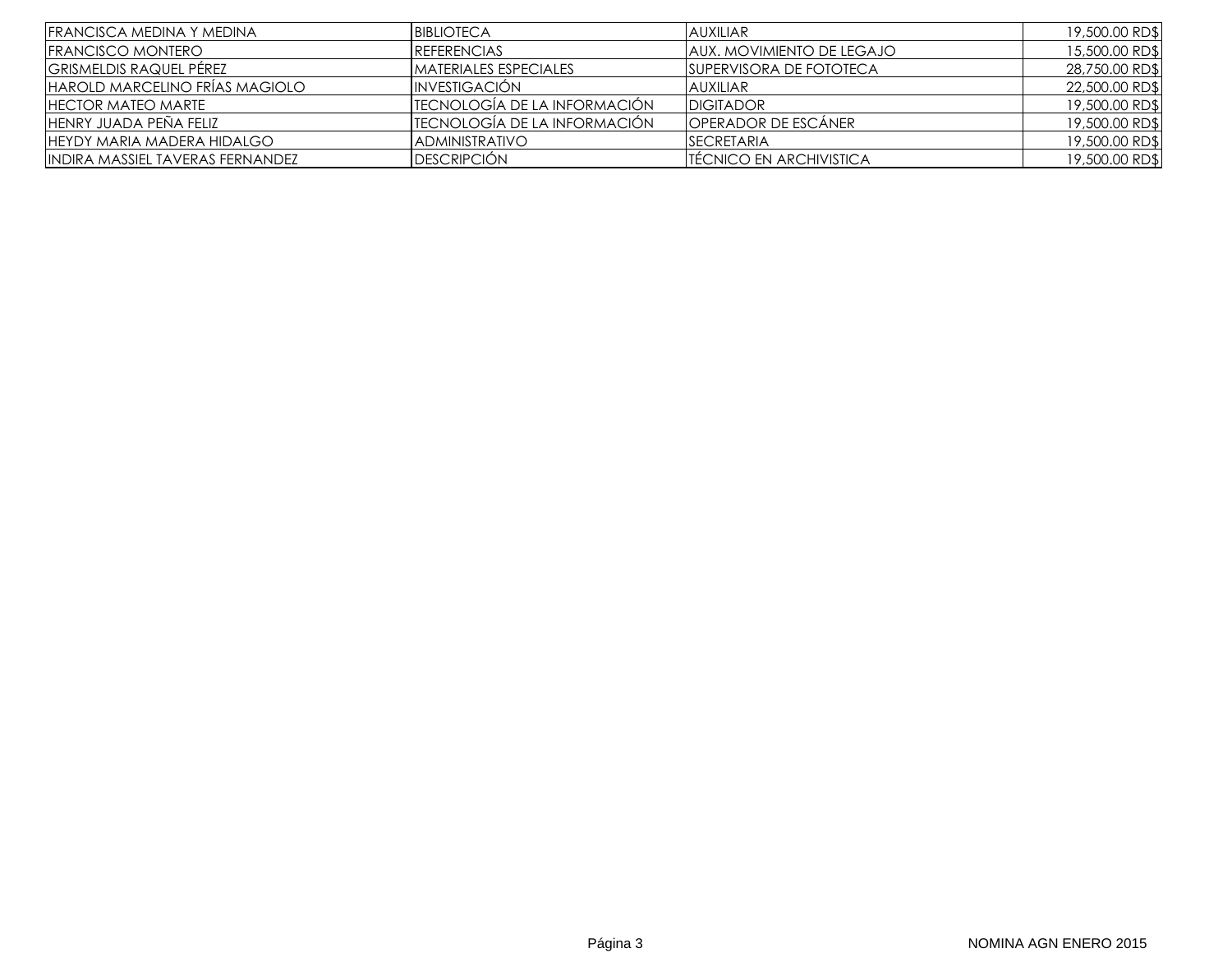| | | | |
|---|---|---|---|
| FRANCISCA MEDINA Y MEDINA | BIBLIOTECA | AUXILIAR | 19,500.00 RD$ |
| FRANCISCO MONTERO | REFERENCIAS | AUX. MOVIMIENTO DE LEGAJO | 15,500.00 RD$ |
| GRISMELDIS RAQUEL PÉREZ | MATERIALES ESPECIALES | SUPERVISORA DE FOTOTECA | 28,750.00 RD$ |
| HAROLD MARCELINO FRÍAS MAGIOLO | INVESTIGACIÓN | AUXILIAR | 22,500.00 RD$ |
| HECTOR MATEO MARTE | TECNOLOGÍA DE LA INFORMACIÓN | DIGITADOR | 19,500.00 RD$ |
| HENRY JUADA PEÑA FELIZ | TECNOLOGÍA DE LA INFORMACIÓN | OPERADOR DE ESCÁNER | 19,500.00 RD$ |
| HEYDY MARIA MADERA HIDALGO | ADMINISTRATIVO | SECRETARIA | 19,500.00 RD$ |
| INDIRA MASSIEL TAVERAS FERNANDEZ | DESCRIPCIÓN | TÉCNICO EN ARCHIVISTICA | 19,500.00 RD$ |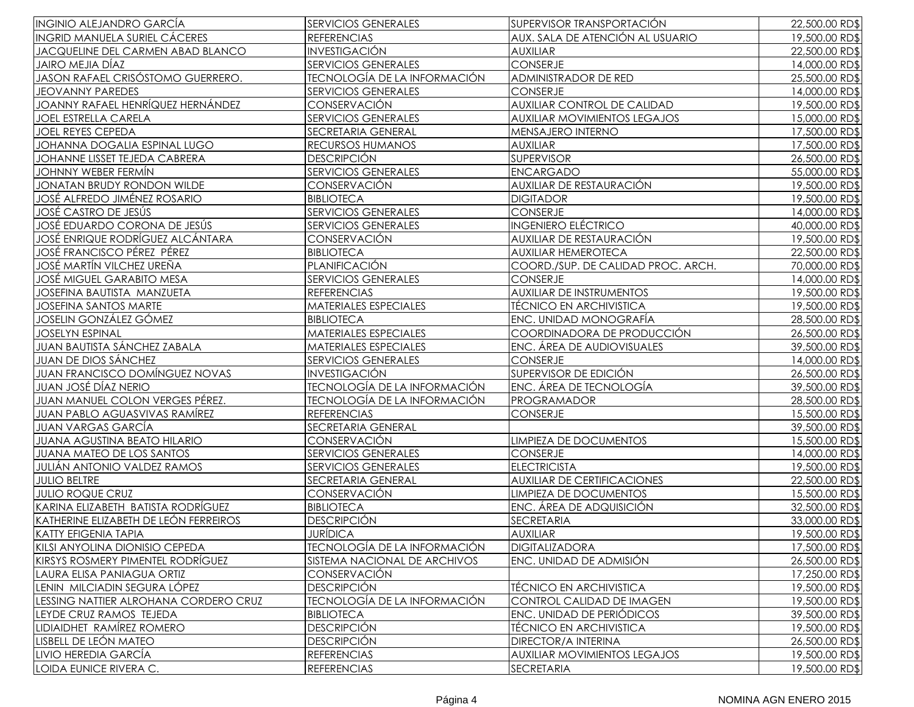| | | | |
|---|---|---|---|
| INGINIO ALEJANDRO GARCÍA | SERVICIOS GENERALES | SUPERVISOR TRANSPORTACIÓN | 22,500.00 RD$ |
| INGRID MANUELA SURIEL CÁCERES | REFERENCIAS | AUX. SALA DE ATENCIÓN AL USUARIO | 19,500.00 RD$ |
| JACQUELINE DEL CARMEN ABAD BLANCO | INVESTIGACIÓN | AUXILIAR | 22,500.00 RD$ |
| JAIRO MEJIA DÍAZ | SERVICIOS GENERALES | CONSERJE | 14,000.00 RD$ |
| JASON RAFAEL CRISÓSTOMO GUERRERO. | TECNOLOGÍA DE LA INFORMACIÓN | ADMINISTRADOR DE RED | 25,500.00 RD$ |
| JEOVANNY PAREDES | SERVICIOS GENERALES | CONSERJE | 14,000.00 RD$ |
| JOANNY RAFAEL HENRÍQUEZ HERNÁNDEZ | CONSERVACIÓN | AUXILIAR CONTROL DE CALIDAD | 19,500.00 RD$ |
| JOEL ESTRELLA CARELA | SERVICIOS GENERALES | AUXILIAR MOVIMIENTOS LEGAJOS | 15,000.00 RD$ |
| JOEL REYES CEPEDA | SECRETARIA GENERAL | MENSAJERO INTERNO | 17,500.00 RD$ |
| JOHANNA DOGALIA ESPINAL LUGO | RECURSOS HUMANOS | AUXILIAR | 17,500.00 RD$ |
| JOHANNE LISSET TEJEDA CABRERA | DESCRIPCIÓN | SUPERVISOR | 26,500.00 RD$ |
| JOHNNY WEBER FERMÍN | SERVICIOS GENERALES | ENCARGADO | 55,000.00 RD$ |
| JONATAN BRUDY RONDON WILDE | CONSERVACIÓN | AUXILIAR DE RESTAURACIÓN | 19,500.00 RD$ |
| JOSÉ ALFREDO JIMÉNEZ ROSARIO | BIBLIOTECA | DIGITADOR | 19,500.00 RD$ |
| JOSÉ CASTRO DE JESÚS | SERVICIOS GENERALES | CONSERJE | 14,000.00 RD$ |
| JOSÉ EDUARDO CORONA DE JESÚS | SERVICIOS GENERALES | INGENIERO ELÉCTRICO | 40,000.00 RD$ |
| JOSÉ ENRIQUE RODRÍGUEZ ALCÁNTARA | CONSERVACIÓN | AUXILIAR DE RESTAURACIÓN | 19,500.00 RD$ |
| JOSÉ FRANCISCO PÉREZ PÉREZ | BIBLIOTECA | AUXILIAR HEMEROTECA | 22,500.00 RD$ |
| JOSÉ MARTÍN VILCHEZ UREÑA | PLANIFICACIÓN | COORD./SUP. DE CALIDAD PROC. ARCH. | 70,000.00 RD$ |
| JOSÉ MIGUEL GARABITO MESA | SERVICIOS GENERALES | CONSERJE | 14,000.00 RD$ |
| JOSEFINA BAUTISTA MANZUETA | REFERENCIAS | AUXILIAR DE INSTRUMENTOS | 19,500.00 RD$ |
| JOSEFINA SANTOS MARTE | MATERIALES ESPECIALES | TÉCNICO EN ARCHIVISTICA | 19,500.00 RD$ |
| JOSELIN GONZÁLEZ GÓMEZ | BIBLIOTECA | ENC. UNIDAD MONOGRAFÍA | 28,500.00 RD$ |
| JOSELYN ESPINAL | MATERIALES ESPECIALES | COORDINADORA DE PRODUCCIÓN | 26,500.00 RD$ |
| JUAN BAUTISTA SÁNCHEZ ZABALA | MATERIALES ESPECIALES | ENC. ÁREA DE AUDIOVISUALES | 39,500.00 RD$ |
| JUAN DE DIOS SÁNCHEZ | SERVICIOS GENERALES | CONSERJE | 14,000.00 RD$ |
| JUAN FRANCISCO DOMÍNGUEZ NOVAS | INVESTIGACIÓN | SUPERVISOR DE EDICIÓN | 26,500.00 RD$ |
| JUAN JOSÉ DÍAZ NERIO | TECNOLOGÍA DE LA INFORMACIÓN | ENC. ÁREA DE TECNOLOGÍA | 39,500.00 RD$ |
| JUAN MANUEL COLON VERGES PÉREZ. | TECNOLOGÍA DE LA INFORMACIÓN | PROGRAMADOR | 28,500.00 RD$ |
| JUAN PABLO AGUASVIVAS RAMÍREZ | REFERENCIAS | CONSERJE | 15,500.00 RD$ |
| JUAN VARGAS GARCÍA | SECRETARIA GENERAL | | 39,500.00 RD$ |
| JUANA AGUSTINA BEATO HILARIO | CONSERVACIÓN | LIMPIEZA DE DOCUMENTOS | 15,500.00 RD$ |
| JUANA MATEO DE LOS SANTOS | SERVICIOS GENERALES | CONSERJE | 14,000.00 RD$ |
| JULIÁN ANTONIO VALDEZ RAMOS | SERVICIOS GENERALES | ELECTRICISTA | 19,500.00 RD$ |
| JULIO BELTRE | SECRETARIA GENERAL | AUXILIAR DE CERTIFICACIONES | 22,500.00 RD$ |
| JULIO ROQUE CRUZ | CONSERVACIÓN | LIMPIEZA DE DOCUMENTOS | 15,500.00 RD$ |
| KARINA ELIZABETH BATISTA RODRÍGUEZ | BIBLIOTECA | ENC. ÁREA DE ADQUISICIÓN | 32,500.00 RD$ |
| KATHERINE ELIZABETH DE LEÓN FERREIROS | DESCRIPCIÓN | SECRETARIA | 33,000.00 RD$ |
| KATTY EFIGENIA TAPIA | JURÍDICA | AUXILIAR | 19,500.00 RD$ |
| KILSI ANYOLINA DIONISIO CEPEDA | TECNOLOGÍA DE LA INFORMACIÓN | DIGITALIZADORA | 17,500.00 RD$ |
| KIRSYS ROSMERY PIMENTEL RODRÍGUEZ | SISTEMA NACIONAL DE ARCHIVOS | ENC. UNIDAD DE ADMISIÓN | 26,500.00 RD$ |
| LAURA ELISA PANIAGUA ORTIZ | CONSERVACIÓN | | 17,250.00 RD$ |
| LENIN MILCIADIN SEGURA LÓPEZ | DESCRIPCIÓN | TÉCNICO EN ARCHIVISTICA | 19,500.00 RD$ |
| LESSING NATTIER ALROHANA CORDERO CRUZ | TECNOLOGÍA DE LA INFORMACIÓN | CONTROL CALIDAD DE IMAGEN | 19,500.00 RD$ |
| LEYDE CRUZ RAMOS TEJEDA | BIBLIOTECA | ENC. UNIDAD DE PERIÓDICOS | 39,500.00 RD$ |
| LIDIAIDHET RAMÍREZ ROMERO | DESCRIPCIÓN | TÉCNICO EN ARCHIVISTICA | 19,500.00 RD$ |
| LISBELL DE LEÓN MATEO | DESCRIPCIÓN | DIRECTOR/A INTERINA | 26,500.00 RD$ |
| LIVIO HEREDIA GARCÍA | REFERENCIAS | AUXILIAR MOVIMIENTOS LEGAJOS | 19,500.00 RD$ |
| LOIDA EUNICE RIVERA C. | REFERENCIAS | SECRETARIA | 19,500.00 RD$ |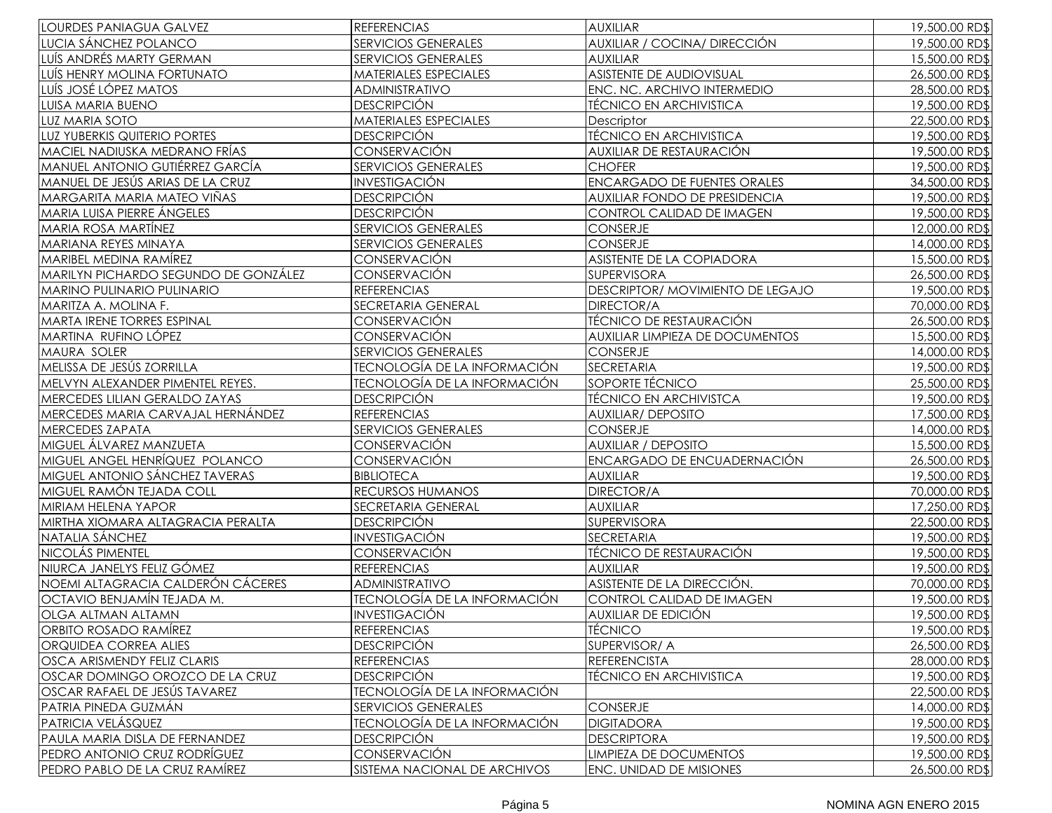| | | | |
|---|---|---|---|
| LOURDES PANIAGUA GALVEZ | REFERENCIAS | AUXILIAR | 19,500.00 RD$ |
| LUCIA SÁNCHEZ POLANCO | SERVICIOS GENERALES | AUXILIAR / COCINA/ DIRECCIÓN | 19,500.00 RD$ |
| LUÍS ANDRÉS MARTY GERMAN | SERVICIOS GENERALES | AUXILIAR | 15,500.00 RD$ |
| LUÍS HENRY MOLINA FORTUNATO | MATERIALES ESPECIALES | ASISTENTE DE AUDIOVISUAL | 26,500.00 RD$ |
| LUÍS JOSÉ LÓPEZ MATOS | ADMINISTRATIVO | ENC. NC. ARCHIVO INTERMEDIO | 28,500.00 RD$ |
| LUISA MARIA BUENO | DESCRIPCIÓN | TÉCNICO EN ARCHIVISTICA | 19,500.00 RD$ |
| LUZ MARIA SOTO | MATERIALES ESPECIALES | Descriptor | 22,500.00 RD$ |
| LUZ YUBERKIS QUITERIO PORTES | DESCRIPCIÓN | TÉCNICO EN ARCHIVISTICA | 19,500.00 RD$ |
| MACIEL NADIUSKA MEDRANO FRÍAS | CONSERVACIÓN | AUXILIAR DE RESTAURACIÓN | 19,500.00 RD$ |
| MANUEL ANTONIO GUTIÉRREZ GARCÍA | SERVICIOS GENERALES | CHOFER | 19,500.00 RD$ |
| MANUEL DE JESÚS ARIAS DE LA CRUZ | INVESTIGACIÓN | ENCARGADO DE FUENTES ORALES | 34,500.00 RD$ |
| MARGARITA MARIA MATEO VIÑAS | DESCRIPCIÓN | AUXILIAR FONDO DE PRESIDENCIA | 19,500.00 RD$ |
| MARIA LUISA PIERRE ÁNGELES | DESCRIPCIÓN | CONTROL CALIDAD DE IMAGEN | 19,500.00 RD$ |
| MARIA ROSA MARTÍNEZ | SERVICIOS GENERALES | CONSERJE | 12,000.00 RD$ |
| MARIANA REYES MINAYA | SERVICIOS GENERALES | CONSERJE | 14,000.00 RD$ |
| MARIBEL MEDINA RAMÍREZ | CONSERVACIÓN | ASISTENTE DE LA COPIADORA | 15,500.00 RD$ |
| MARILYN PICHARDO SEGUNDO DE GONZÁLEZ | CONSERVACIÓN | SUPERVISORA | 26,500.00 RD$ |
| MARINO PULINARIO PULINARIO | REFERENCIAS | DESCRIPTOR/ MOVIMIENTO DE LEGAJO | 19,500.00 RD$ |
| MARITZA A. MOLINA F. | SECRETARIA GENERAL | DIRECTOR/A | 70,000.00 RD$ |
| MARTA IRENE TORRES ESPINAL | CONSERVACIÓN | TÉCNICO DE RESTAURACIÓN | 26,500.00 RD$ |
| MARTINA RUFINO LÓPEZ | CONSERVACIÓN | AUXILIAR LIMPIEZA DE DOCUMENTOS | 15,500.00 RD$ |
| MAURA SOLER | SERVICIOS GENERALES | CONSERJE | 14,000.00 RD$ |
| MELISSA DE JESÚS ZORRILLA | TECNOLOGÍA DE LA INFORMACIÓN | SECRETARIA | 19,500.00 RD$ |
| MELVYN ALEXANDER PIMENTEL REYES. | TECNOLOGÍA DE LA INFORMACIÓN | SOPORTE TÉCNICO | 25,500.00 RD$ |
| MERCEDES LILIAN GERALDO ZAYAS | DESCRIPCIÓN | TÉCNICO EN ARCHIVISTCA | 19,500.00 RD$ |
| MERCEDES MARIA CARVAJAL HERNÁNDEZ | REFERENCIAS | AUXILIAR/ DEPOSITO | 17,500.00 RD$ |
| MERCEDES ZAPATA | SERVICIOS GENERALES | CONSERJE | 14,000.00 RD$ |
| MIGUEL ÁLVAREZ MANZUETA | CONSERVACIÓN | AUXILIAR / DEPOSITO | 15,500.00 RD$ |
| MIGUEL ANGEL HENRÍQUEZ POLANCO | CONSERVACIÓN | ENCARGADO DE ENCUADERNACIÓN | 26,500.00 RD$ |
| MIGUEL ANTONIO SÁNCHEZ TAVERAS | BIBLIOTECA | AUXILIAR | 19,500.00 RD$ |
| MIGUEL RAMÓN TEJADA COLL | RECURSOS HUMANOS | DIRECTOR/A | 70,000.00 RD$ |
| MIRIAM HELENA YAPOR | SECRETARIA GENERAL | AUXILIAR | 17,250.00 RD$ |
| MIRTHA XIOMARA ALTAGRACIA PERALTA | DESCRIPCIÓN | SUPERVISORA | 22,500.00 RD$ |
| NATALIA SÁNCHEZ | INVESTIGACIÓN | SECRETARIA | 19,500.00 RD$ |
| NICOLÁS PIMENTEL | CONSERVACIÓN | TÉCNICO DE RESTAURACIÓN | 19,500.00 RD$ |
| NIURCA JANELYS FELIZ GÓMEZ | REFERENCIAS | AUXILIAR | 19,500.00 RD$ |
| NOEMI ALTAGRACIA CALDERÓN CÁCERES | ADMINISTRATIVO | ASISTENTE DE LA DIRECCIÓN. | 70,000.00 RD$ |
| OCTAVIO BENJAMÍN TEJADA M. | TECNOLOGÍA DE LA INFORMACIÓN | CONTROL CALIDAD DE IMAGEN | 19,500.00 RD$ |
| OLGA ALTMAN ALTAMN | INVESTIGACIÓN | AUXILIAR DE EDICIÓN | 19,500.00 RD$ |
| ORBITO ROSADO RAMÍREZ | REFERENCIAS | TÉCNICO | 19,500.00 RD$ |
| ORQUIDEA CORREA ALIES | DESCRIPCIÓN | SUPERVISOR/ A | 26,500.00 RD$ |
| OSCA ARISMENDY FELIZ CLARIS | REFERENCIAS | REFERENCISTA | 28,000.00 RD$ |
| OSCAR DOMINGO OROZCO DE LA CRUZ | DESCRIPCIÓN | TÉCNICO EN ARCHIVISTICA | 19,500.00 RD$ |
| OSCAR RAFAEL DE JESÚS TAVAREZ | TECNOLOGÍA DE LA INFORMACIÓN | | 22,500.00 RD$ |
| PATRIA PINEDA GUZMÁN | SERVICIOS GENERALES | CONSERJE | 14,000.00 RD$ |
| PATRICIA VELÁSQUEZ | TECNOLOGÍA DE LA INFORMACIÓN | DIGITADORA | 19,500.00 RD$ |
| PAULA MARIA DISLA DE FERNANDEZ | DESCRIPCIÓN | DESCRIPTORA | 19,500.00 RD$ |
| PEDRO ANTONIO CRUZ RODRÍGUEZ | CONSERVACIÓN | LIMPIEZA DE DOCUMENTOS | 19,500.00 RD$ |
| PEDRO PABLO DE LA CRUZ RAMÍREZ | SISTEMA NACIONAL DE ARCHIVOS | ENC. UNIDAD DE MISIONES | 26,500.00 RD$ |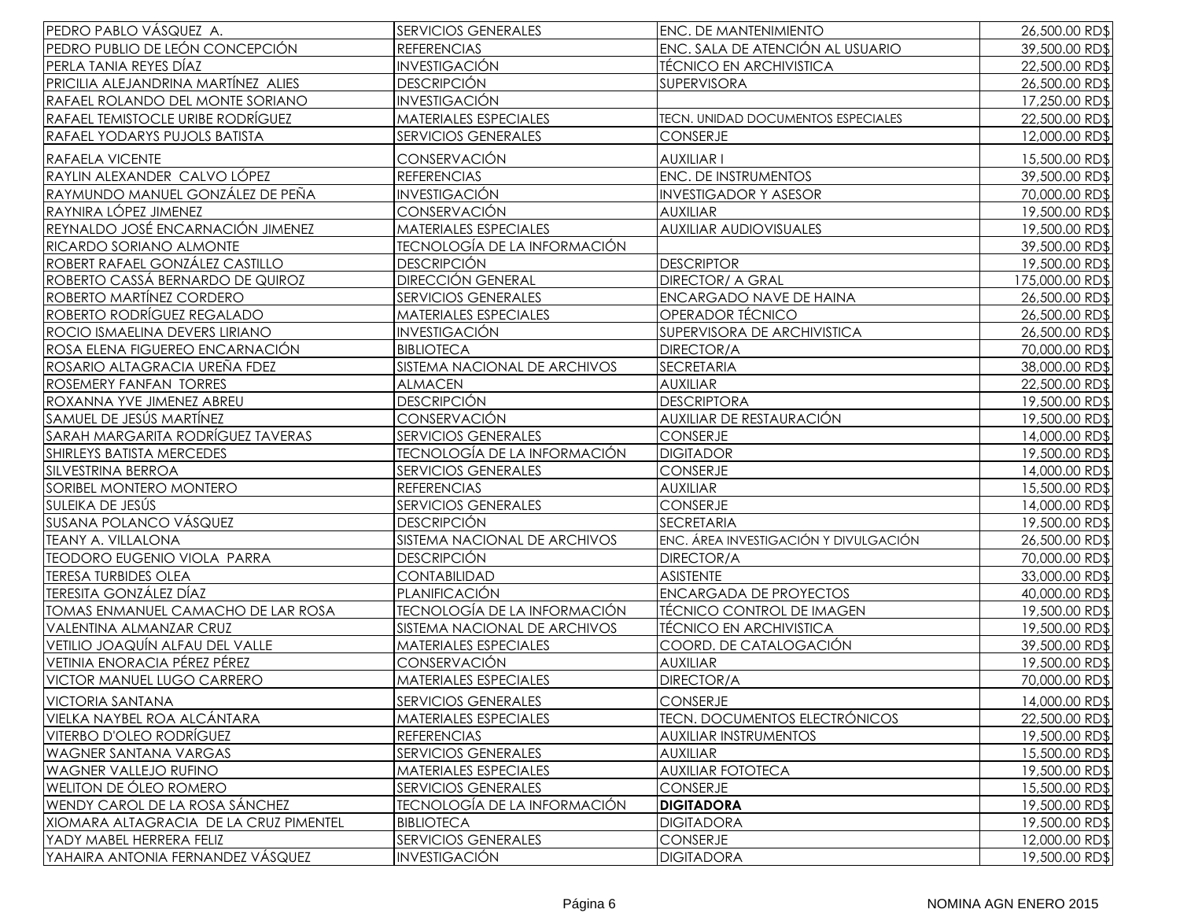| | | | |
|---|---|---|---|
| PEDRO PABLO VÁSQUEZ A. | SERVICIOS GENERALES | ENC. DE MANTENIMIENTO | 26,500.00 RD$ |
| PEDRO PUBLIO DE LEÓN CONCEPCIÓN | REFERENCIAS | ENC. SALA DE ATENCIÓN AL USUARIO | 39,500.00 RD$ |
| PERLA TANIA REYES DÍAZ | INVESTIGACIÓN | TÉCNICO EN ARCHIVISTICA | 22,500.00 RD$ |
| PRICILIA ALEJANDRINA MARTÍNEZ ALIES | DESCRIPCIÓN | SUPERVISORA | 26,500.00 RD$ |
| RAFAEL ROLANDO DEL MONTE SORIANO | INVESTIGACIÓN | | 17,250.00 RD$ |
| RAFAEL TEMISTOCLE URIBE RODRÍGUEZ | MATERIALES ESPECIALES | TECN. UNIDAD DOCUMENTOS ESPECIALES | 22,500.00 RD$ |
| RAFAEL YODARYS PUJOLS BATISTA | SERVICIOS GENERALES | CONSERJE | 12,000.00 RD$ |
| RAFAELA VICENTE | CONSERVACIÓN | AUXILIAR I | 15,500.00 RD$ |
| RAYLIN ALEXANDER CALVO LÓPEZ | REFERENCIAS | ENC. DE INSTRUMENTOS | 39,500.00 RD$ |
| RAYMUNDO MANUEL GONZÁLEZ DE PEÑA | INVESTIGACIÓN | INVESTIGADOR Y ASESOR | 70,000.00 RD$ |
| RAYNIRA LÓPEZ JIMENEZ | CONSERVACIÓN | AUXILIAR | 19,500.00 RD$ |
| REYNALDO JOSÉ ENCARNACIÓN JIMENEZ | MATERIALES ESPECIALES | AUXILIAR AUDIOVISUALES | 19,500.00 RD$ |
| RICARDO SORIANO ALMONTE | TECNOLOGÍA DE LA INFORMACIÓN | | 39,500.00 RD$ |
| ROBERT RAFAEL GONZÁLEZ CASTILLO | DESCRIPCIÓN | DESCRIPTOR | 19,500.00 RD$ |
| ROBERTO CASSÁ BERNARDO DE QUIROZ | DIRECCIÓN GENERAL | DIRECTOR/ A GRAL | 175,000.00 RD$ |
| ROBERTO MARTÍNEZ CORDERO | SERVICIOS GENERALES | ENCARGADO NAVE DE HAINA | 26,500.00 RD$ |
| ROBERTO RODRÍGUEZ REGALADO | MATERIALES ESPECIALES | OPERADOR TÉCNICO | 26,500.00 RD$ |
| ROCIO ISMAELINA DEVERS LIRIANO | INVESTIGACIÓN | SUPERVISORA DE ARCHIVISTICA | 26,500.00 RD$ |
| ROSA ELENA FIGUEREO ENCARNACIÓN | BIBLIOTECA | DIRECTOR/A | 70,000.00 RD$ |
| ROSARIO ALTAGRACIA UREÑA FDEZ | SISTEMA NACIONAL DE ARCHIVOS | SECRETARIA | 38,000.00 RD$ |
| ROSEMERY FANFAN TORRES | ALMACEN | AUXILIAR | 22,500.00 RD$ |
| ROXANNA YVE JIMENEZ ABREU | DESCRIPCIÓN | DESCRIPTORA | 19,500.00 RD$ |
| SAMUEL DE JESÚS MARTÍNEZ | CONSERVACIÓN | AUXILIAR DE RESTAURACIÓN | 19,500.00 RD$ |
| SARAH MARGARITA RODRÍGUEZ TAVERAS | SERVICIOS GENERALES | CONSERJE | 14,000.00 RD$ |
| SHIRLEYS BATISTA MERCEDES | TECNOLOGÍA DE LA INFORMACIÓN | DIGITADOR | 19,500.00 RD$ |
| SILVESTRINA BERROA | SERVICIOS GENERALES | CONSERJE | 14,000.00 RD$ |
| SORIBEL MONTERO MONTERO | REFERENCIAS | AUXILIAR | 15,500.00 RD$ |
| SULEIKA DE JESÚS | SERVICIOS GENERALES | CONSERJE | 14,000.00 RD$ |
| SUSANA POLANCO VÁSQUEZ | DESCRIPCIÓN | SECRETARIA | 19,500.00 RD$ |
| TEANY A. VILLALONA | SISTEMA NACIONAL DE ARCHIVOS | ENC. ÁREA INVESTIGACIÓN Y DIVULGACIÓN | 26,500.00 RD$ |
| TEODORO EUGENIO VIOLA PARRA | DESCRIPCIÓN | DIRECTOR/A | 70,000.00 RD$ |
| TERESA TURBIDES OLEA | CONTABILIDAD | ASISTENTE | 33,000.00 RD$ |
| TERESITA GONZÁLEZ DÍAZ | PLANIFICACIÓN | ENCARGADA DE PROYECTOS | 40,000.00 RD$ |
| TOMAS ENMANUEL CAMACHO DE LAR ROSA | TECNOLOGÍA DE LA INFORMACIÓN | TÉCNICO CONTROL DE IMAGEN | 19,500.00 RD$ |
| VALENTINA ALMANZAR CRUZ | SISTEMA NACIONAL DE ARCHIVOS | TÉCNICO EN ARCHIVISTICA | 19,500.00 RD$ |
| VETILIO JOAQUÍN ALFAU DEL VALLE | MATERIALES ESPECIALES | COORD. DE CATALOGACIÓN | 39,500.00 RD$ |
| VETINIA ENORACIA PÉREZ PÉREZ | CONSERVACIÓN | AUXILIAR | 19,500.00 RD$ |
| VICTOR MANUEL LUGO CARRERO | MATERIALES ESPECIALES | DIRECTOR/A | 70,000.00 RD$ |
| VICTORIA SANTANA | SERVICIOS GENERALES | CONSERJE | 14,000.00 RD$ |
| VIELKA NAYBEL ROA ALCÁNTARA | MATERIALES ESPECIALES | TECN. DOCUMENTOS ELECTRÓNICOS | 22,500.00 RD$ |
| VITERBO D'OLEO RODRÍGUEZ | REFERENCIAS | AUXILIAR INSTRUMENTOS | 19,500.00 RD$ |
| WAGNER SANTANA VARGAS | SERVICIOS GENERALES | AUXILIAR | 15,500.00 RD$ |
| WAGNER VALLEJO RUFINO | MATERIALES ESPECIALES | AUXILIAR FOTOTECA | 19,500.00 RD$ |
| WELITON DE ÓLEO ROMERO | SERVICIOS GENERALES | CONSERJE | 15,500.00 RD$ |
| WENDY CAROL DE LA ROSA SÁNCHEZ | TECNOLOGÍA DE LA INFORMACIÓN | **DIGITADORA** | 19,500.00 RD$ |
| XIOMARA ALTAGRACIA DE LA CRUZ PIMENTEL | BIBLIOTECA | DIGITADORA | 19,500.00 RD$ |
| YADY MABEL HERRERA FELIZ | SERVICIOS GENERALES | CONSERJE | 12,000.00 RD$ |
| YAHAIRA ANTONIA FERNANDEZ VÁSQUEZ | INVESTIGACIÓN | DIGITADORA | 19,500.00 RD$ |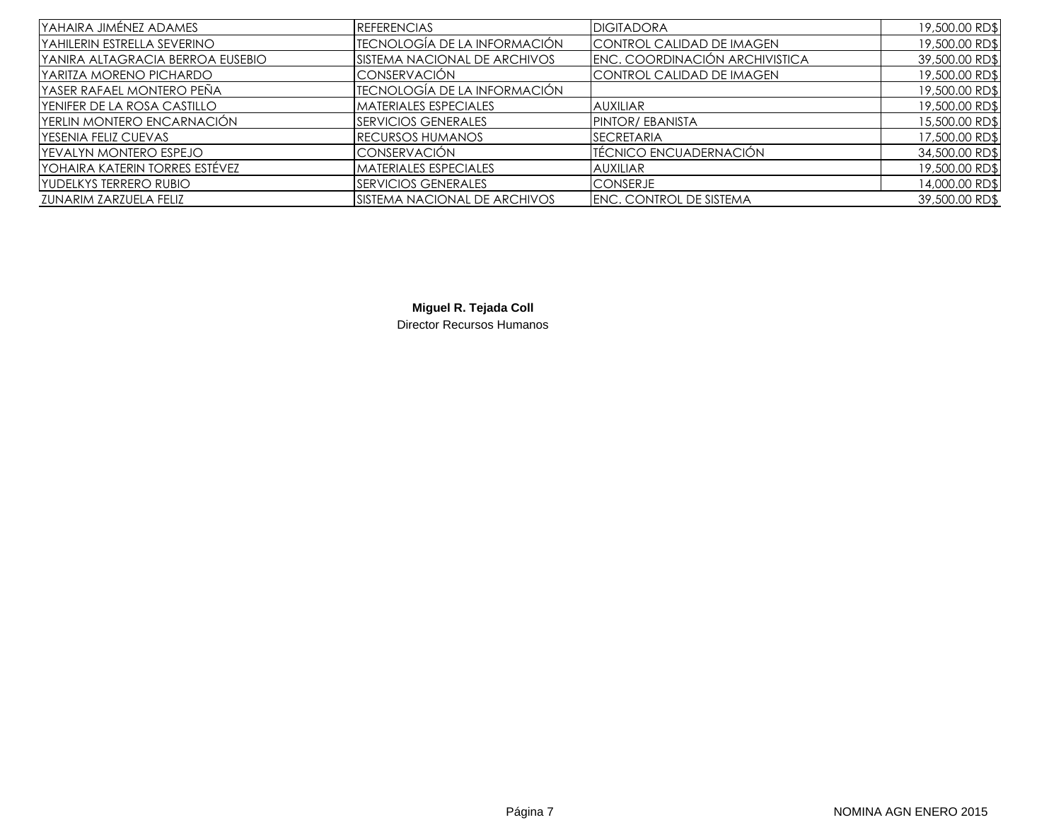| | | | |
|---|---|---|---|
| YAHAIRA JIMÉNEZ ADAMES | REFERENCIAS | DIGITADORA | 19,500.00 RD$ |
| YAHILERIN ESTRELLA SEVERINO | TECNOLOGÍA DE LA INFORMACIÓN | CONTROL CALIDAD DE IMAGEN | 19,500.00 RD$ |
| YANIRA ALTAGRACIA BERROA EUSEBIO | SISTEMA NACIONAL DE ARCHIVOS | ENC. COORDINACIÓN ARCHIVISTICA | 39,500.00 RD$ |
| YARITZA MORENO PICHARDO | CONSERVACIÓN | CONTROL CALIDAD DE IMAGEN | 19,500.00 RD$ |
| YASER RAFAEL MONTERO PEÑA | TECNOLOGÍA DE LA INFORMACIÓN | | 19,500.00 RD$ |
| YENIFER DE LA ROSA CASTILLO | MATERIALES ESPECIALES | AUXILIAR | 19,500.00 RD$ |
| YERLIN MONTERO ENCARNACIÓN | SERVICIOS GENERALES | PINTOR/ EBANISTA | 15,500.00 RD$ |
| YESENIA FELIZ CUEVAS | RECURSOS HUMANOS | SECRETARIA | 17,500.00 RD$ |
| YEVALYN MONTERO ESPEJO | CONSERVACIÓN | TÉCNICO ENCUADERNACIÓN | 34,500.00 RD$ |
| YOHAIRA KATERIN TORRES ESTÉVEZ | MATERIALES ESPECIALES | AUXILIAR | 19,500.00 RD$ |
| YUDELKYS TERRERO RUBIO | SERVICIOS GENERALES | CONSERJE | 14,000.00 RD$ |
| ZUNARIM ZARZUELA FELIZ | SISTEMA NACIONAL DE ARCHIVOS | ENC. CONTROL DE SISTEMA | 39,500.00 RD$ |

**Miguel R. Tejada Coll**
Director Recursos Humanos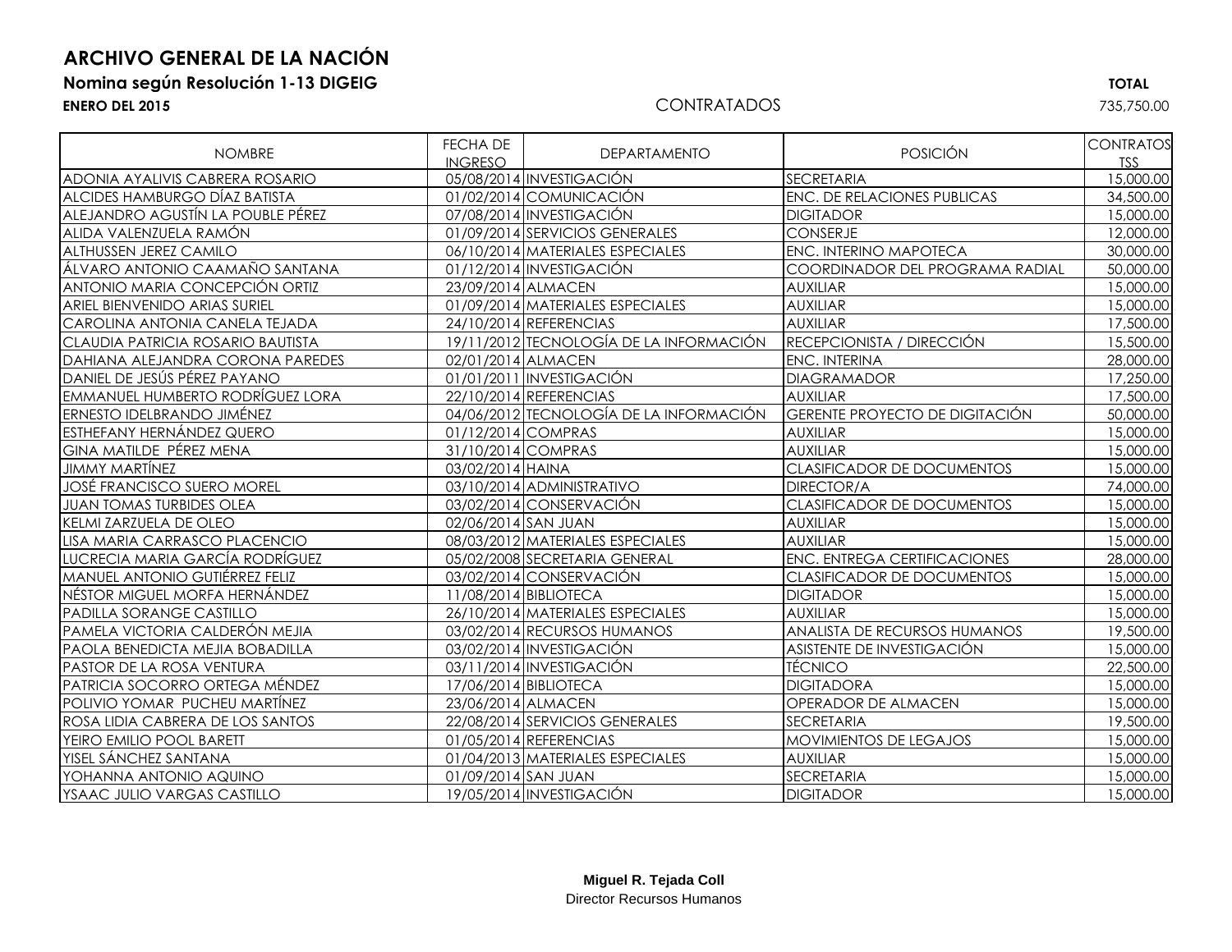# ARCHIVO GENERAL DE LA NACIÓN

**Nomina según Resolución 1-13 DIGEIG**

**ENERO DEL 2015**

CONTRATADOS

**TOTAL**
735,750.00

| NOMBRE | FECHA DE INGRESO | DEPARTAMENTO | POSICIÓN | CONTRATOS TSS |
|---|---|---|---|---|
| ADONIA AYALIVIS CABRERA ROSARIO | 05/08/2014 | INVESTIGACIÓN | SECRETARIA | 15,000.00 |
| ALCIDES HAMBURGO DÍAZ BATISTA | 01/02/2014 | COMUNICACIÓN | ENC. DE RELACIONES PUBLICAS | 34,500.00 |
| ALEJANDRO AGUSTÍN LA POUBLE PÉREZ | 07/08/2014 | INVESTIGACIÓN | DIGITADOR | 15,000.00 |
| ALIDA VALENZUELA RAMÓN | 01/09/2014 | SERVICIOS GENERALES | CONSERJE | 12,000.00 |
| ALTHUSSEN JEREZ CAMILO | 06/10/2014 | MATERIALES ESPECIALES | ENC. INTERINO MAPOTECA | 30,000.00 |
| ÁLVARO ANTONIO CAAMAÑO SANTANA | 01/12/2014 | INVESTIGACIÓN | COORDINADOR DEL PROGRAMA RADIAL | 50,000.00 |
| ANTONIO MARIA CONCEPCIÓN ORTIZ | 23/09/2014 | ALMACEN | AUXILIAR | 15,000.00 |
| ARIEL BIENVENIDO ARIAS SURIEL | 01/09/2014 | MATERIALES ESPECIALES | AUXILIAR | 15,000.00 |
| CAROLINA ANTONIA CANELA TEJADA | 24/10/2014 | REFERENCIAS | AUXILIAR | 17,500.00 |
| CLAUDIA PATRICIA ROSARIO BAUTISTA | 19/11/2012 | TECNOLOGÍA DE LA INFORMACIÓN | RECEPCIONISTA / DIRECCIÓN | 15,500.00 |
| DAHIANA ALEJANDRA CORONA PAREDES | 02/01/2014 | ALMACEN | ENC. INTERINA | 28,000.00 |
| DANIEL DE JESÚS PÉREZ PAYANO | 01/01/2011 | INVESTIGACIÓN | DIAGRAMADOR | 17,250.00 |
| EMMANUEL HUMBERTO RODRÍGUEZ LORA | 22/10/2014 | REFERENCIAS | AUXILIAR | 17,500.00 |
| ERNESTO IDELBRANDO JIMÉNEZ | 04/06/2012 | TECNOLOGÍA DE LA INFORMACIÓN | GERENTE PROYECTO DE DIGITACIÓN | 50,000.00 |
| ESTHEFANY HERNÁNDEZ QUERO | 01/12/2014 | COMPRAS | AUXILIAR | 15,000.00 |
| GINA MATILDE PÉREZ MENA | 31/10/2014 | COMPRAS | AUXILIAR | 15,000.00 |
| JIMMY MARTÍNEZ | 03/02/2014 | HAINA | CLASIFICADOR DE DOCUMENTOS | 15,000.00 |
| JOSÉ FRANCISCO SUERO MOREL | 03/10/2014 | ADMINISTRATIVO | DIRECTOR/A | 74,000.00 |
| JUAN TOMAS TURBIDES OLEA | 03/02/2014 | CONSERVACIÓN | CLASIFICADOR DE DOCUMENTOS | 15,000.00 |
| KELMI ZARZUELA DE OLEO | 02/06/2014 | SAN JUAN | AUXILIAR | 15,000.00 |
| LISA MARIA CARRASCO PLACENCIO | 08/03/2012 | MATERIALES ESPECIALES | AUXILIAR | 15,000.00 |
| LUCRECIA MARIA GARCÍA RODRÍGUEZ | 05/02/2008 | SECRETARIA GENERAL | ENC. ENTREGA CERTIFICACIONES | 28,000.00 |
| MANUEL ANTONIO GUTIÉRREZ FELIZ | 03/02/2014 | CONSERVACIÓN | CLASIFICADOR DE DOCUMENTOS | 15,000.00 |
| NÉSTOR MIGUEL MORFA HERNÁNDEZ | 11/08/2014 | BIBLIOTECA | DIGITADOR | 15,000.00 |
| PADILLA SORANGE CASTILLO | 26/10/2014 | MATERIALES ESPECIALES | AUXILIAR | 15,000.00 |
| PAMELA VICTORIA CALDERÓN MEJIA | 03/02/2014 | RECURSOS HUMANOS | ANALISTA DE RECURSOS HUMANOS | 19,500.00 |
| PAOLA BENEDICTA MEJIA BOBADILLA | 03/02/2014 | INVESTIGACIÓN | ASISTENTE DE INVESTIGACIÓN | 15,000.00 |
| PASTOR DE LA ROSA VENTURA | 03/11/2014 | INVESTIGACIÓN | TÉCNICO | 22,500.00 |
| PATRICIA SOCORRO ORTEGA MÉNDEZ | 17/06/2014 | BIBLIOTECA | DIGITADORA | 15,000.00 |
| POLIVIO YOMAR PUCHEU MARTÍNEZ | 23/06/2014 | ALMACEN | OPERADOR DE ALMACEN | 15,000.00 |
| ROSA LIDIA CABRERA DE LOS SANTOS | 22/08/2014 | SERVICIOS GENERALES | SECRETARIA | 19,500.00 |
| YEIRO EMILIO POOL BARETT | 01/05/2014 | REFERENCIAS | MOVIMIENTOS DE LEGAJOS | 15,000.00 |
| YISEL SÁNCHEZ SANTANA | 01/04/2013 | MATERIALES ESPECIALES | AUXILIAR | 15,000.00 |
| YOHANNA ANTONIO AQUINO | 01/09/2014 | SAN JUAN | SECRETARIA | 15,000.00 |
| YSAAC JULIO VARGAS CASTILLO | 19/05/2014 | INVESTIGACIÓN | DIGITADOR | 15,000.00 |

**Miguel R. Tejada Coll**
Director Recursos Humanos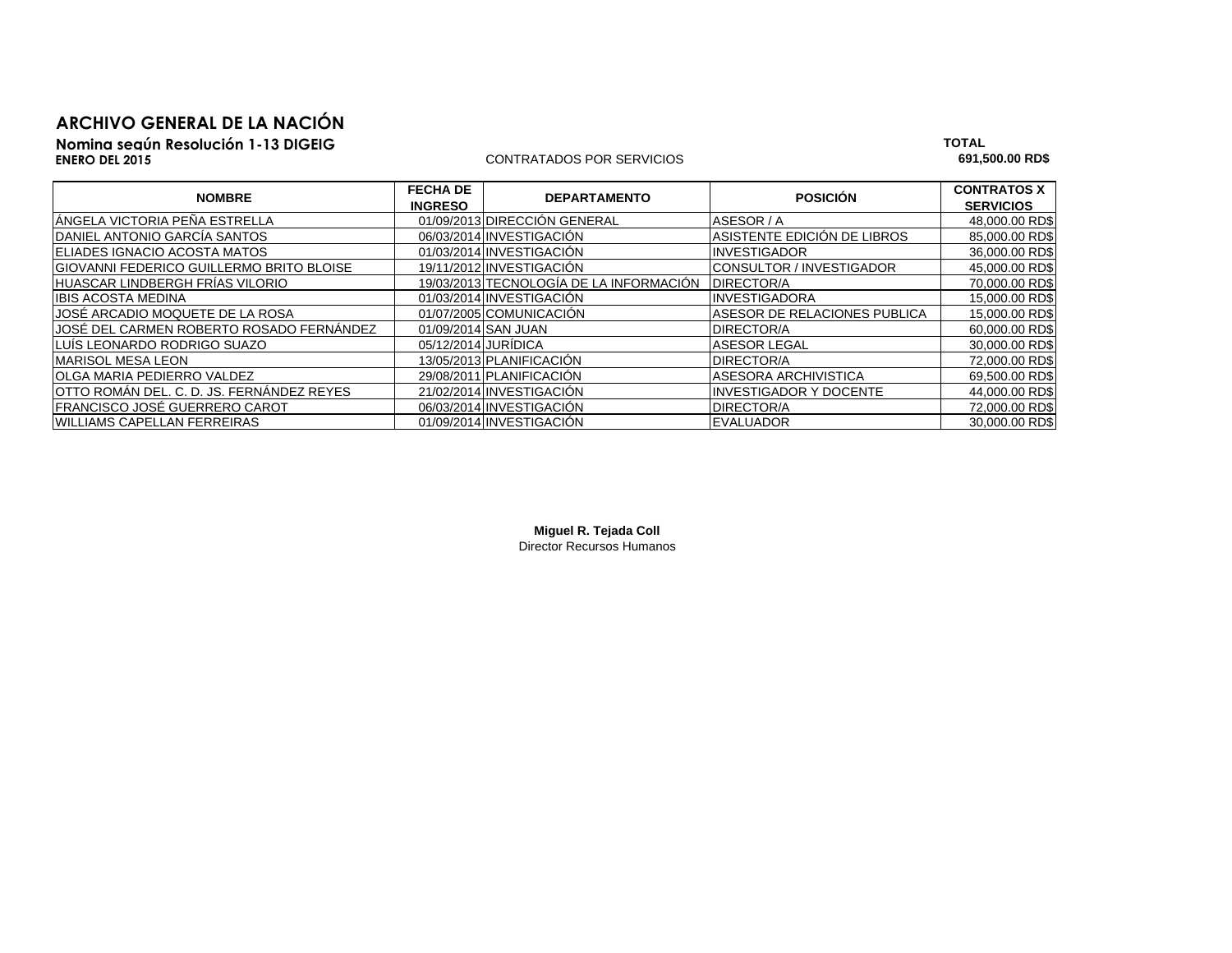## ARCHIVO GENERAL DE LA NACIÓN

**Nomina según Resolución 1-13 DIGEIG**

**ENERO DEL 2015**

CONTRATADOS POR SERVICIOS

**TOTAL**
**691,500.00 RD$**

| NOMBRE | FECHA DE INGRESO | DEPARTAMENTO | POSICIÓN | CONTRATOS X SERVICIOS |
|---|---|---|---|---|
| ÁNGELA VICTORIA PEÑA ESTRELLA | 01/09/2013 | DIRECCIÓN GENERAL | ASESOR / A | 48,000.00 RD$ |
| DANIEL ANTONIO GARCÍA SANTOS | 06/03/2014 | INVESTIGACIÓN | ASISTENTE EDICIÓN DE LIBROS | 85,000.00 RD$ |
| ELIADES IGNACIO ACOSTA MATOS | 01/03/2014 | INVESTIGACIÓN | INVESTIGADOR | 36,000.00 RD$ |
| GIOVANNI FEDERICO GUILLERMO BRITO BLOISE | 19/11/2012 | INVESTIGACIÓN | CONSULTOR / INVESTIGADOR | 45,000.00 RD$ |
| HUASCAR LINDBERGH FRÍAS VILORIO | 19/03/2013 | TECNOLOGÍA DE LA INFORMACIÓN | DIRECTOR/A | 70,000.00 RD$ |
| IBIS ACOSTA MEDINA | 01/03/2014 | INVESTIGACIÓN | INVESTIGADORA | 15,000.00 RD$ |
| JOSÉ ARCADIO MOQUETE DE LA ROSA | 01/07/2005 | COMUNICACIÓN | ASESOR DE RELACIONES PUBLICA | 15,000.00 RD$ |
| JOSÉ DEL CARMEN ROBERTO ROSADO FERNÁNDEZ | 01/09/2014 | SAN JUAN | DIRECTOR/A | 60,000.00 RD$ |
| LUÍS LEONARDO RODRIGO SUAZO | 05/12/2014 | JURÍDICA | ASESOR LEGAL | 30,000.00 RD$ |
| MARISOL MESA LEON | 13/05/2013 | PLANIFICACIÓN | DIRECTOR/A | 72,000.00 RD$ |
| OLGA MARIA PEDIERRO VALDEZ | 29/08/2011 | PLANIFICACIÓN | ASESORA ARCHIVISTICA | 69,500.00 RD$ |
| OTTO ROMÁN DEL. C. D. JS. FERNÁNDEZ REYES | 21/02/2014 | INVESTIGACIÓN | INVESTIGADOR Y DOCENTE | 44,000.00 RD$ |
| FRANCISCO JOSÉ GUERRERO CAROT | 06/03/2014 | INVESTIGACIÓN | DIRECTOR/A | 72,000.00 RD$ |
| WILLIAMS CAPELLAN FERREIRAS | 01/09/2014 | INVESTIGACIÓN | EVALUADOR | 30,000.00 RD$ |

**Miguel R. Tejada Coll**
Director Recursos Humanos